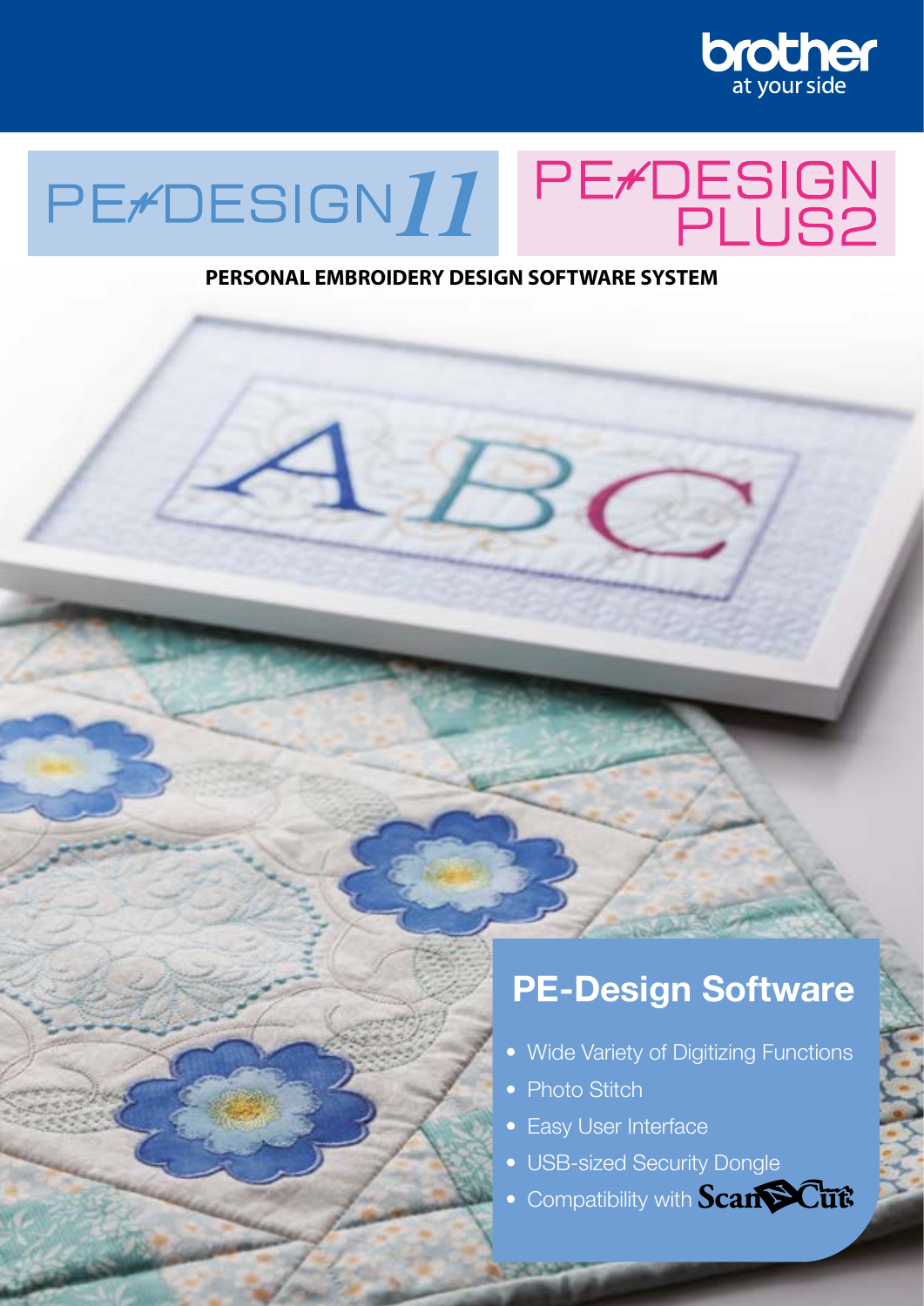brother
at your side

# PE-DESIGN 11

# PE-DESIGN PLUS2

**PERSONAL EMBROIDERY DESIGN SOFTWARE SYSTEM**

## PE-Design Software

- Wide Variety of Digitizing Functions
- Photo Stitch
- Easy User Interface
- USB-sized Security Dongle
- Compatibility with ScanNCut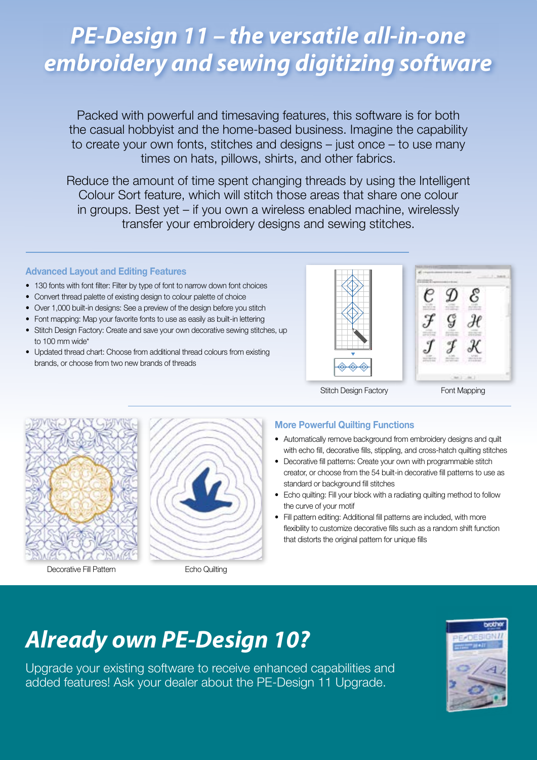# PE-Design 11 – the versatile all-in-one embroidery and sewing digitizing software

Packed with powerful and timesaving features, this software is for both the casual hobbyist and the home-based business. Imagine the capability to create your own fonts, stitches and designs – just once – to use many times on hats, pillows, shirts, and other fabrics.

Reduce the amount of time spent changing threads by using the Intelligent Colour Sort feature, which will stitch those areas that share one colour in groups. Best yet – if you own a wireless enabled machine, wirelessly transfer your embroidery designs and sewing stitches.

### Advanced Layout and Editing Features

- 130 fonts with font filter: Filter by type of font to narrow down font choices
- Convert thread palette of existing design to colour palette of choice
- Over 1,000 built-in designs: See a preview of the design before you stitch
- Font mapping: Map your favorite fonts to use as easily as built-in lettering
- Stitch Design Factory: Create and save your own decorative sewing stitches, up to 100 mm wide*
- Updated thread chart: Choose from additional thread colours from existing brands, or choose from two new brands of threads

Stitch Design Factory

Font Mapping

### More Powerful Quilting Functions

- Automatically remove background from embroidery designs and quilt with echo fill, decorative fills, stippling, and cross-hatch quilting stitches
- Decorative fill patterns: Create your own with programmable stitch creator, or choose from the 54 built-in decorative fill patterns to use as standard or background fill stitches
- Echo quilting: Fill your block with a radiating quilting method to follow the curve of your motif
- Fill pattern editing: Additional fill patterns are included, with more flexibility to customize decorative fills such as a random shift function that distorts the original pattern for unique fills

Decorative Fill Pattern

Echo Quilting

## Already own PE-Design 10?

Upgrade your existing software to receive enhanced capabilities and added features! Ask your dealer about the PE-Design 11 Upgrade.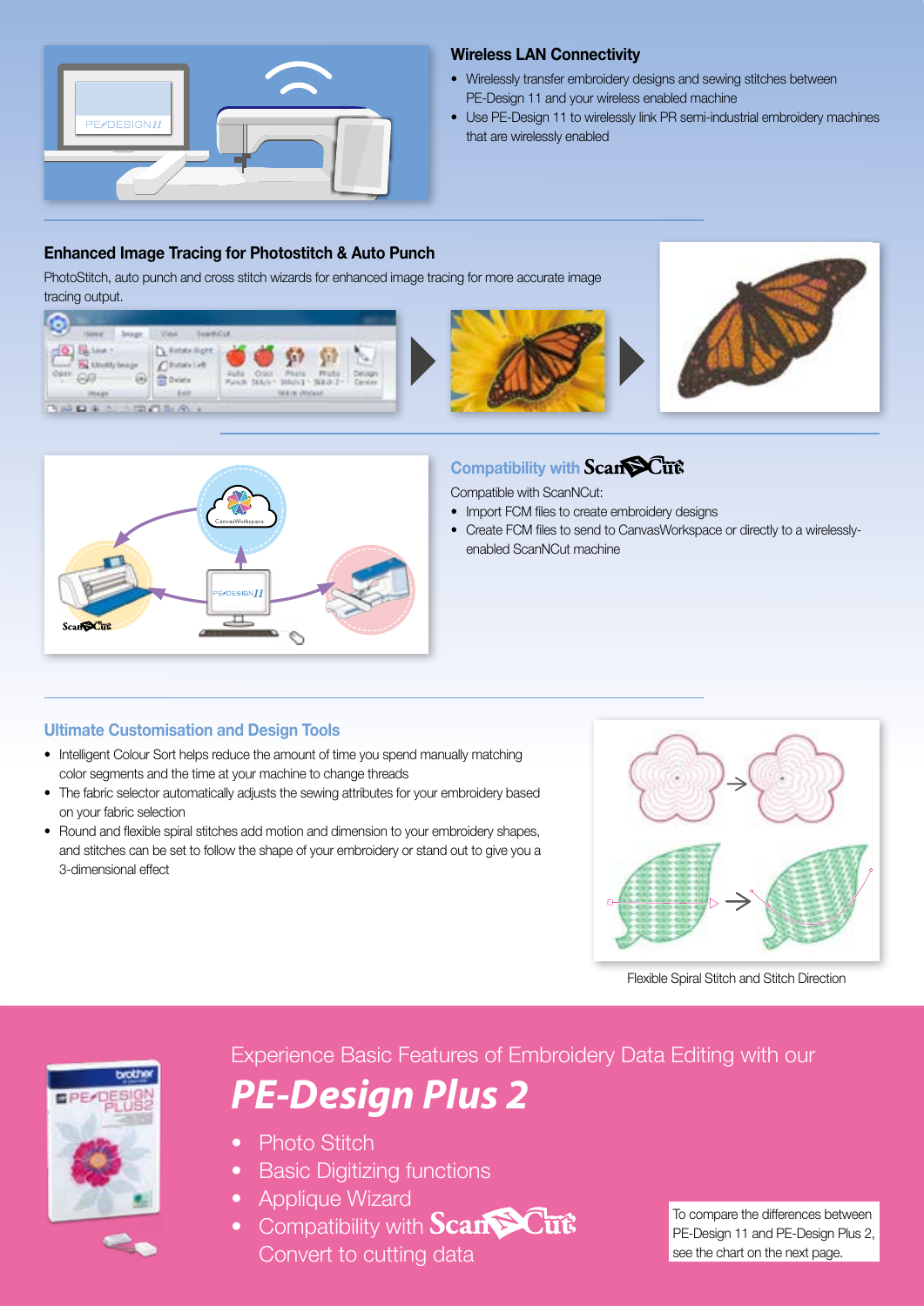### Wireless LAN Connectivity

- Wirelessly transfer embroidery designs and sewing stitches between PE-Design 11 and your wireless enabled machine
- Use PE-Design 11 to wirelessly link PR semi-industrial embroidery machines that are wirelessly enabled

### Enhanced Image Tracing for Photostitch & Auto Punch

PhotoStitch, auto punch and cross stitch wizards for enhanced image tracing for more accurate image tracing output.

### Compatibility with ScanNCut

Compatible with ScanNCut:

- Import FCM files to create embroidery designs
- Create FCM files to send to CanvasWorkspace or directly to a wirelessly-enabled ScanNCut machine

### Ultimate Customisation and Design Tools

- Intelligent Colour Sort helps reduce the amount of time you spend manually matching color segments and the time at your machine to change threads
- The fabric selector automatically adjusts the sewing attributes for your embroidery based on your fabric selection
- Round and flexible spiral stitches add motion and dimension to your embroidery shapes, and stitches can be set to follow the shape of your embroidery or stand out to give you a 3-dimensional effect

Flexible Spiral Stitch and Stitch Direction

Experience Basic Features of Embroidery Data Editing with our

## *PE-Design Plus 2*

- Photo Stitch
- Basic Digitizing functions
- Applique Wizard
- Compatibility with ScanNCut Convert to cutting data

To compare the differences between PE-Design 11 and PE-Design Plus 2, see the chart on the next page.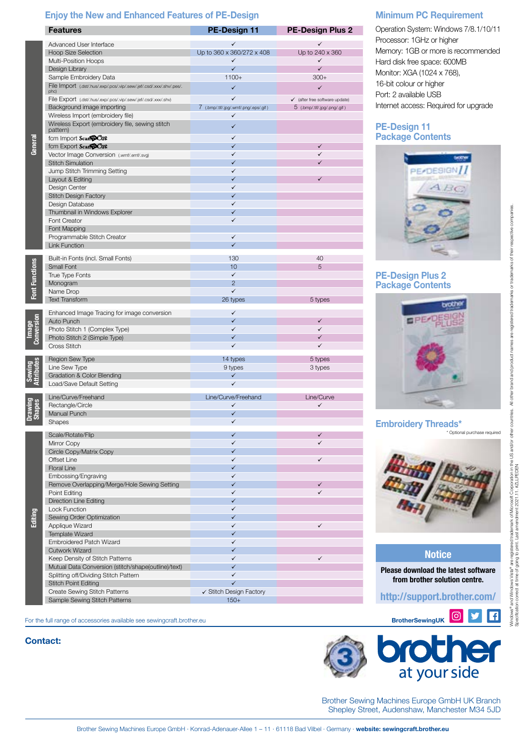## Enjoy the New and Enhanced Features of PE-Design

| | Features | PE-Design 11 | PE-Design Plus 2 |
|---|---|---|---|
| General | Advanced User Interface | ✓ | ✓ |
| | Hoop Size Selection | Up to 360 x 360/272 x 408 | Up to 240 x 360 |
| | Multi-Position Hoops | ✓ | ✓ |
| | Design Library | ✓ | ✓ |
| | Sample Embroidery Data | 1100+ | 300+ |
| | File Import (.dst/.hus/.exp/.pcs/.vip/.sew/.jef/.csd/.xxx/.shv/.pes/.phc) | ✓ | ✓ |
| | File Export (.dst/.hus/.exp/.pcs/.vip/.sew/.jef/.csd/.xxx/.shv) | ✓ | ✓ (after free software update) |
| | Background image importing | 7 (.bmp/.tif/.jpg/.wmf/.png/.eps/.gif) | 5 (.bmp/.tif/.jpg/.png/.gif) |
| | Wireless Import (embroidery file) | ✓ | |
| | Wireless Export (embroidery file, sewing stitch pattern) | ✓ | |
| | fcm Import ScanNCut | ✓ | |
| | fcm Export ScanNCut | ✓ | ✓ |
| | Vector Image Conversion (.wmf/.emf/.svg) | ✓ | ✓ |
| | Stitch Simulation | ✓ | ✓ |
| | Jump Stitch Trimming Setting | ✓ | |
| | Layout & Editing | ✓ | ✓ |
| | Design Center | ✓ | |
| | Stitch Design Factory | ✓ | |
| | Design Database | ✓ | |
| | Thumbnail in Windows Explorer | ✓ | |
| | Font Creator | ✓ | |
| | Font Mapping | | |
| | Programmable Stitch Creator | ✓ | |
| | Link Function | ✓ | |
| Font Functions | Built-in Fonts (incl. Small Fonts) | 130 | 40 |
| | Small Font | 10 | 5 |
| | True Type Fonts | ✓ | |
| | Monogram | 2 | |
| | Name Drop | ✓ | |
| | Text Transform | 26 types | 5 types |
| Image Conversion | Enhanced Image Tracing for image conversion | ✓ | |
| | Auto Punch | ✓ | ✓ |
| | Photo Stitch 1 (Complex Type) | ✓ | ✓ |
| | Photo Stitch 2 (Simple Type) | ✓ | ✓ |
| | Cross Stitch | ✓ | ✓ |
| Sewing Attributes | Region Sew Type | 14 types | 5 types |
| | Line Sew Type | 9 types | 3 types |
| | Gradation & Color Blending | ✓ | |
| | Load/Save Default Setting | ✓ | |
| Drawing Shapes | Line/Curve/Freehand | Line/Curve/Freehand | Line/Curve |
| | Rectangle/Circle | ✓ | ✓ |
| | Manual Punch | ✓ | |
| | Shapes | ✓ | |
| Editing | Scale/Rotate/Flip | ✓ | ✓ |
| | Mirror Copy | ✓ | ✓ |
| | Circle Copy/Matrix Copy | ✓ | |
| | Offset Line | ✓ | ✓ |
| | Floral Line | ✓ | |
| | Embossing/Engraving | ✓ | |
| | Remove Overlapping/Merge/Hole Sewing Setting | ✓ | ✓ |
| | Point Editing | ✓ | ✓ |
| | Direction Line Editing | ✓ | |
| | Lock Function | ✓ | |
| | Sewing Order Optimization | ✓ | |
| | Applique Wizard | ✓ | ✓ |
| | Template Wizard | ✓ | |
| | Embroidered Patch Wizard | ✓ | |
| | Cutwork Wizard | ✓ | |
| | Keep Density of Stitch Patterns | ✓ | ✓ |
| | Mutual Data Conversion (stitch/shape(outline)/text) | ✓ | |
| | Splitting off/Dividing Stitch Pattern | ✓ | |
| | Stitch Point Editing | ✓ | |
| | Create Sewing Stitch Patterns | ✓ Stitch Design Factory | |
| | Sample Sewing Stitch Patterns | 150+ | |

For the full range of accessories available see sewingcraft.brother.eu

## Minimum PC Requirement

Operation System: Windows 7/8.1/10/11
Processor: 1GHz or higher
Memory: 1GB or more is recommended
Hard disk free space: 600MB
Monitor: XGA (1024 x 768), 16-bit colour or higher
Port: 2 available USB
Internet access: Required for upgrade

## PE-Design 11 Package Contents

## PE-Design Plus 2 Package Contents

## Embroidery Threads*

* Optional purchase required

## Notice

**Please download the latest software from brother solution centre.**

**http://support.brother.com/**

BrotherSewingUK

**Contact:**

brother at your side

Brother Sewing Machines Europe GmbH UK Branch
Shepley Street, Audenshaw, Manchester M34 5JD

Brother Sewing Machines Europe GmbH · Konrad-Adenauer-Allee 1 – 11 · 61118 Bad Vilbel · Germany · **website: sewingcraft.brother.eu**

Windows® and Windows Vista® are registered trademark of Microsoft Corporation in the US and/or other countries. All other brand and product names are registered trademarks or trademarks of their respective companies. Specification correct at time of going to print. Last amendment 2021.11. #ZLPEDEN